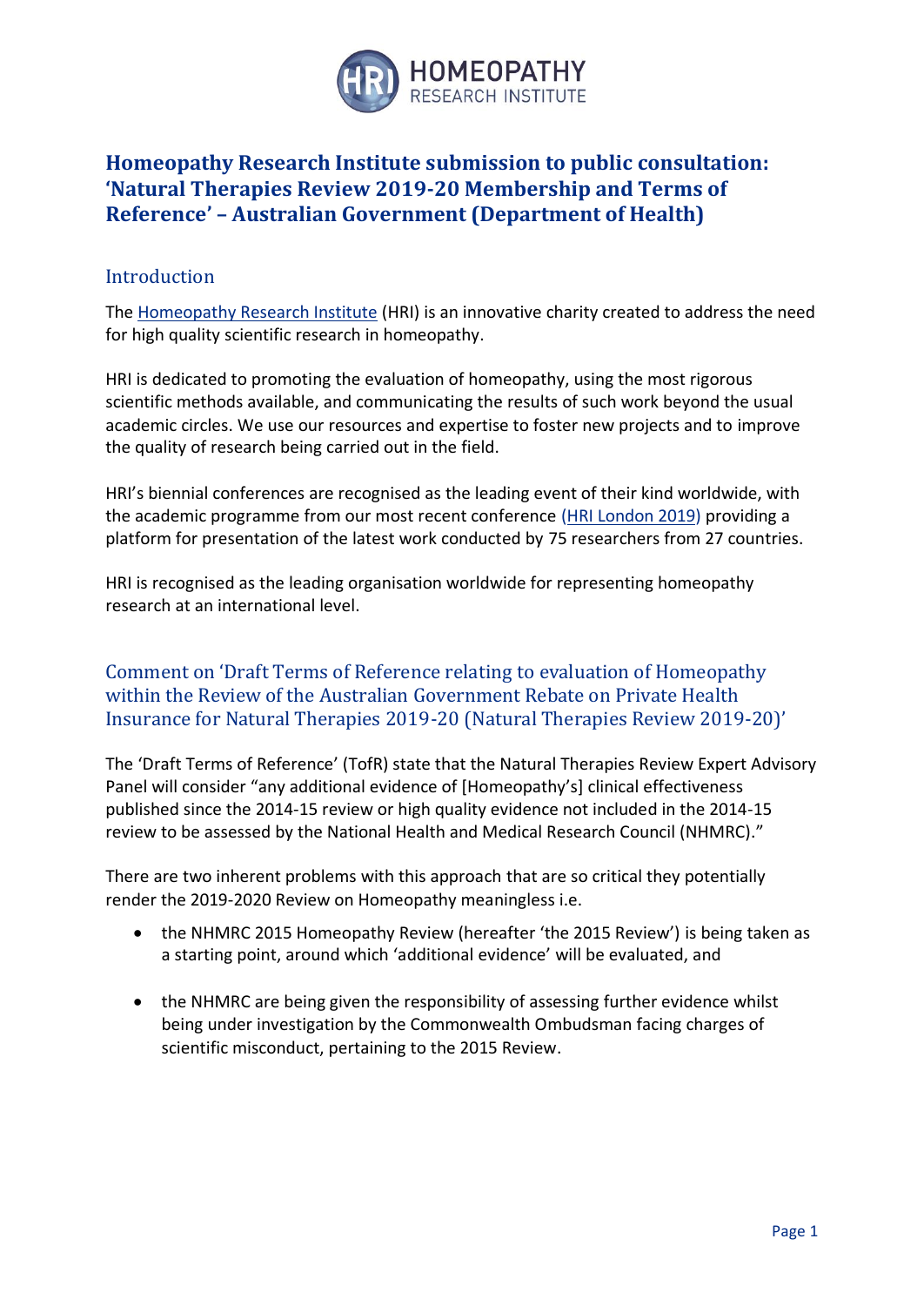# Homeopathy Research Institute submission to public consultation: 'Natural Therapies Review 2019-20 Membership and Terms of Reference' – Australian Government (Department of Health)

## Introduction

The Homeopathy Research Institute (HRI) is an innovative charity created to address the need for high quality scientific research in homeopathy.

HRI is dedicated to promoting the evaluation of homeopathy, using the most rigorous scientific methods available, and communicating the results of such work beyond the usual academic circles. We use our resources and expertise to foster new projects and to improve the quality of research being carried out in the field.

HRI's biennial conferences are recognised as the leading event of their kind worldwide, with the academic programme from our most recent conference (HRI London 2019) providing a platform for presentation of the latest work conducted by 75 researchers from 27 countries.

HRI is recognised as the leading organisation worldwide for representing homeopathy research at an international level.

## Comment on 'Draft Terms of Reference relating to evaluation of Homeopathy within the Review of the Australian Government Rebate on Private Health Insurance for Natural Therapies 2019-20 (Natural Therapies Review 2019-20)'

The 'Draft Terms of Reference' (TofR) state that the Natural Therapies Review Expert Advisory Panel will consider "any additional evidence of [Homeopathy's] clinical effectiveness published since the 2014-15 review or high quality evidence not included in the 2014-15 review to be assessed by the National Health and Medical Research Council (NHMRC)."

There are two inherent problems with this approach that are so critical they potentially render the 2019-2020 Review on Homeopathy meaningless i.e.

- the NHMRC 2015 Homeopathy Review (hereafter 'the 2015 Review') is being taken as a starting point, around which 'additional evidence' will be evaluated, and
- the NHMRC are being given the responsibility of assessing further evidence whilst being under investigation by the Commonwealth Ombudsman facing charges of scientific misconduct, pertaining to the 2015 Review.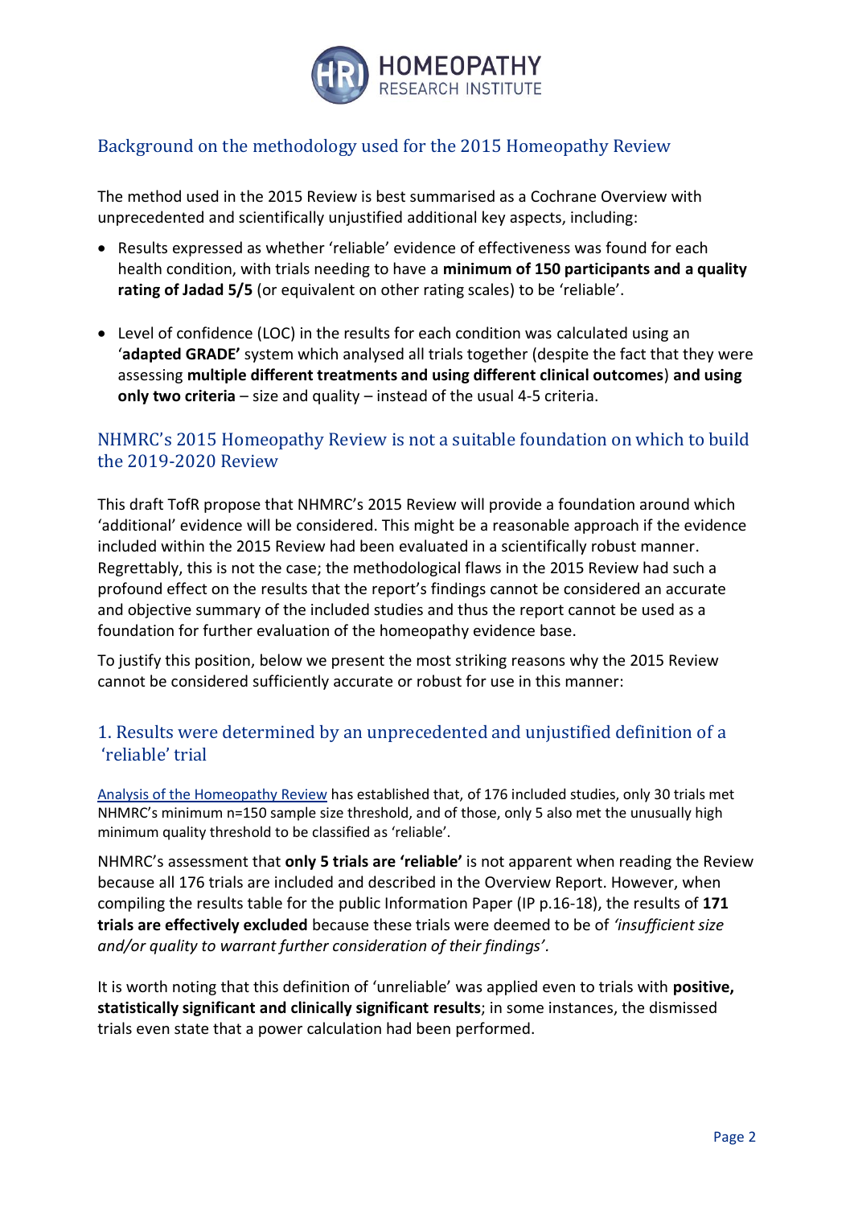## Background on the methodology used for the 2015 Homeopathy Review

The method used in the 2015 Review is best summarised as a Cochrane Overview with unprecedented and scientifically unjustified additional key aspects, including:

- Results expressed as whether 'reliable' evidence of effectiveness was found for each health condition, with trials needing to have a **minimum of 150 participants and a quality rating of Jadad 5/5** (or equivalent on other rating scales) to be 'reliable'.
- Level of confidence (LOC) in the results for each condition was calculated using an '**adapted GRADE'** system which analysed all trials together (despite the fact that they were assessing **multiple different treatments and using different clinical outcomes**) **and using only two criteria** – size and quality – instead of the usual 4-5 criteria.

## NHMRC's 2015 Homeopathy Review is not a suitable foundation on which to build the 2019-2020 Review

This draft TofR propose that NHMRC's 2015 Review will provide a foundation around which 'additional' evidence will be considered. This might be a reasonable approach if the evidence included within the 2015 Review had been evaluated in a scientifically robust manner. Regrettably, this is not the case; the methodological flaws in the 2015 Review had such a profound effect on the results that the report's findings cannot be considered an accurate and objective summary of the included studies and thus the report cannot be used as a foundation for further evaluation of the homeopathy evidence base.

To justify this position, below we present the most striking reasons why the 2015 Review cannot be considered sufficiently accurate or robust for use in this manner:

### 1. Results were determined by an unprecedented and unjustified definition of a 'reliable' trial

Analysis of the Homeopathy Review has established that, of 176 included studies, only 30 trials met NHMRC's minimum n=150 sample size threshold, and of those, only 5 also met the unusually high minimum quality threshold to be classified as 'reliable'.

NHMRC's assessment that **only 5 trials are 'reliable'** is not apparent when reading the Review because all 176 trials are included and described in the Overview Report. However, when compiling the results table for the public Information Paper (IP p.16-18), the results of **171 trials are effectively excluded** because these trials were deemed to be of *'insufficient size and/or quality to warrant further consideration of their findings'*.

It is worth noting that this definition of 'unreliable' was applied even to trials with **positive, statistically significant and clinically significant results**; in some instances, the dismissed trials even state that a power calculation had been performed.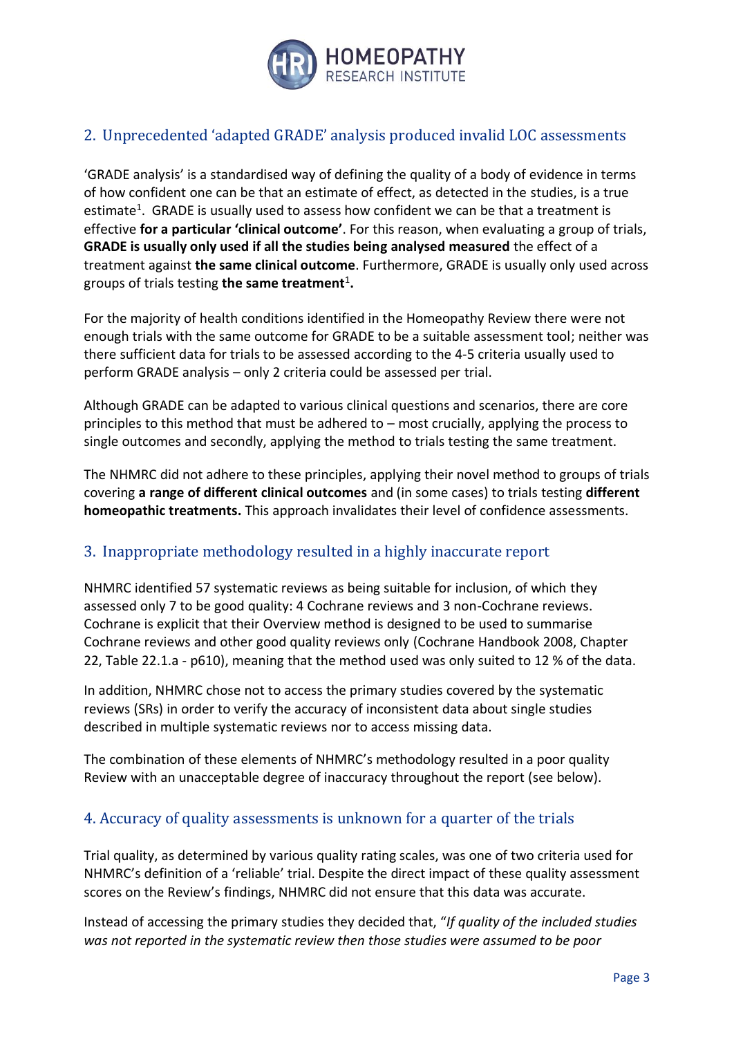## 2. Unprecedented 'adapted GRADE' analysis produced invalid LOC assessments

'GRADE analysis' is a standardised way of defining the quality of a body of evidence in terms of how confident one can be that an estimate of effect, as detected in the studies, is a true estimate[1]. GRADE is usually used to assess how confident we can be that a treatment is effective **for a particular 'clinical outcome'**. For this reason, when evaluating a group of trials, **GRADE is usually only used if all the studies being analysed measured** the effect of a treatment against **the same clinical outcome**. Furthermore, GRADE is usually only used across groups of trials testing **the same treatment**[1]**.**

For the majority of health conditions identified in the Homeopathy Review there were not enough trials with the same outcome for GRADE to be a suitable assessment tool; neither was there sufficient data for trials to be assessed according to the 4-5 criteria usually used to perform GRADE analysis – only 2 criteria could be assessed per trial.

Although GRADE can be adapted to various clinical questions and scenarios, there are core principles to this method that must be adhered to – most crucially, applying the process to single outcomes and secondly, applying the method to trials testing the same treatment.

The NHMRC did not adhere to these principles, applying their novel method to groups of trials covering **a range of different clinical outcomes** and (in some cases) to trials testing **different homeopathic treatments.** This approach invalidates their level of confidence assessments.

## 3. Inappropriate methodology resulted in a highly inaccurate report

NHMRC identified 57 systematic reviews as being suitable for inclusion, of which they assessed only 7 to be good quality: 4 Cochrane reviews and 3 non-Cochrane reviews. Cochrane is explicit that their Overview method is designed to be used to summarise Cochrane reviews and other good quality reviews only (Cochrane Handbook 2008, Chapter 22, Table 22.1.a - p610), meaning that the method used was only suited to 12 % of the data.

In addition, NHMRC chose not to access the primary studies covered by the systematic reviews (SRs) in order to verify the accuracy of inconsistent data about single studies described in multiple systematic reviews nor to access missing data.

The combination of these elements of NHMRC's methodology resulted in a poor quality Review with an unacceptable degree of inaccuracy throughout the report (see below).

## 4. Accuracy of quality assessments is unknown for a quarter of the trials

Trial quality, as determined by various quality rating scales, was one of two criteria used for NHMRC's definition of a 'reliable' trial. Despite the direct impact of these quality assessment scores on the Review's findings, NHMRC did not ensure that this data was accurate.

Instead of accessing the primary studies they decided that, "*If quality of the included studies was not reported in the systematic review then those studies were assumed to be poor*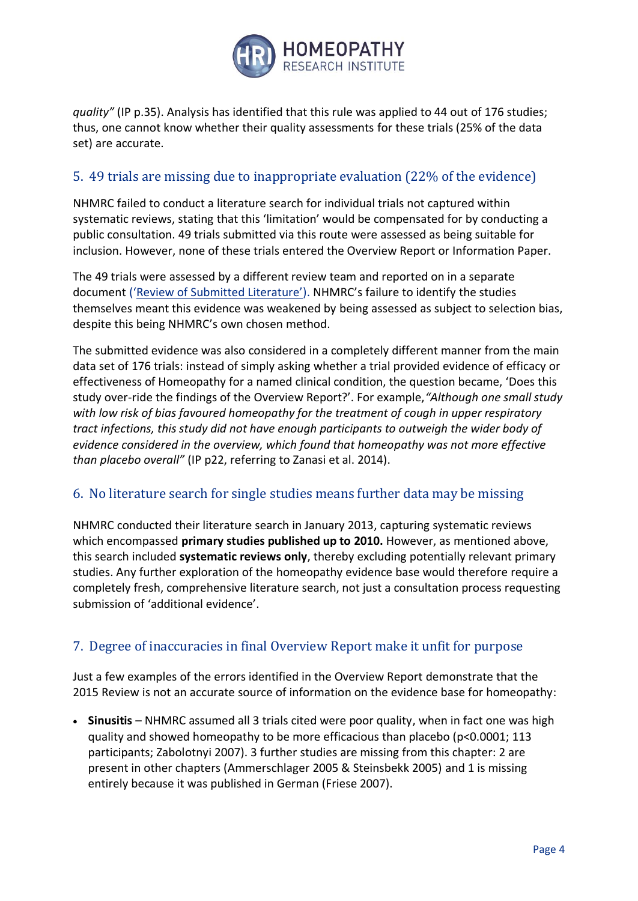*quality"* (IP p.35). Analysis has identified that this rule was applied to 44 out of 176 studies; thus, one cannot know whether their quality assessments for these trials (25% of the data set) are accurate.

## 5. 49 trials are missing due to inappropriate evaluation (22% of the evidence)

NHMRC failed to conduct a literature search for individual trials not captured within systematic reviews, stating that this 'limitation' would be compensated for by conducting a public consultation. 49 trials submitted via this route were assessed as being suitable for inclusion. However, none of these trials entered the Overview Report or Information Paper.

The 49 trials were assessed by a different review team and reported on in a separate document ('Review of Submitted Literature'). NHMRC's failure to identify the studies themselves meant this evidence was weakened by being assessed as subject to selection bias, despite this being NHMRC's own chosen method.

The submitted evidence was also considered in a completely different manner from the main data set of 176 trials: instead of simply asking whether a trial provided evidence of efficacy or effectiveness of Homeopathy for a named clinical condition, the question became, 'Does this study over-ride the findings of the Overview Report?'. For example, *"Although one small study with low risk of bias favoured homeopathy for the treatment of cough in upper respiratory tract infections, this study did not have enough participants to outweigh the wider body of evidence considered in the overview, which found that homeopathy was not more effective than placebo overall"* (IP p22, referring to Zanasi et al. 2014).

## 6. No literature search for single studies means further data may be missing

NHMRC conducted their literature search in January 2013, capturing systematic reviews which encompassed **primary studies published up to 2010.** However, as mentioned above, this search included **systematic reviews only**, thereby excluding potentially relevant primary studies. Any further exploration of the homeopathy evidence base would therefore require a completely fresh, comprehensive literature search, not just a consultation process requesting submission of 'additional evidence'.

## 7. Degree of inaccuracies in final Overview Report make it unfit for purpose

Just a few examples of the errors identified in the Overview Report demonstrate that the 2015 Review is not an accurate source of information on the evidence base for homeopathy:

- **Sinusitis** – NHMRC assumed all 3 trials cited were poor quality, when in fact one was high quality and showed homeopathy to be more efficacious than placebo ($p<0.0001$; 113 participants; Zabolotnyi 2007). 3 further studies are missing from this chapter: 2 are present in other chapters (Ammerschlager 2005 & Steinsbekk 2005) and 1 is missing entirely because it was published in German (Friese 2007).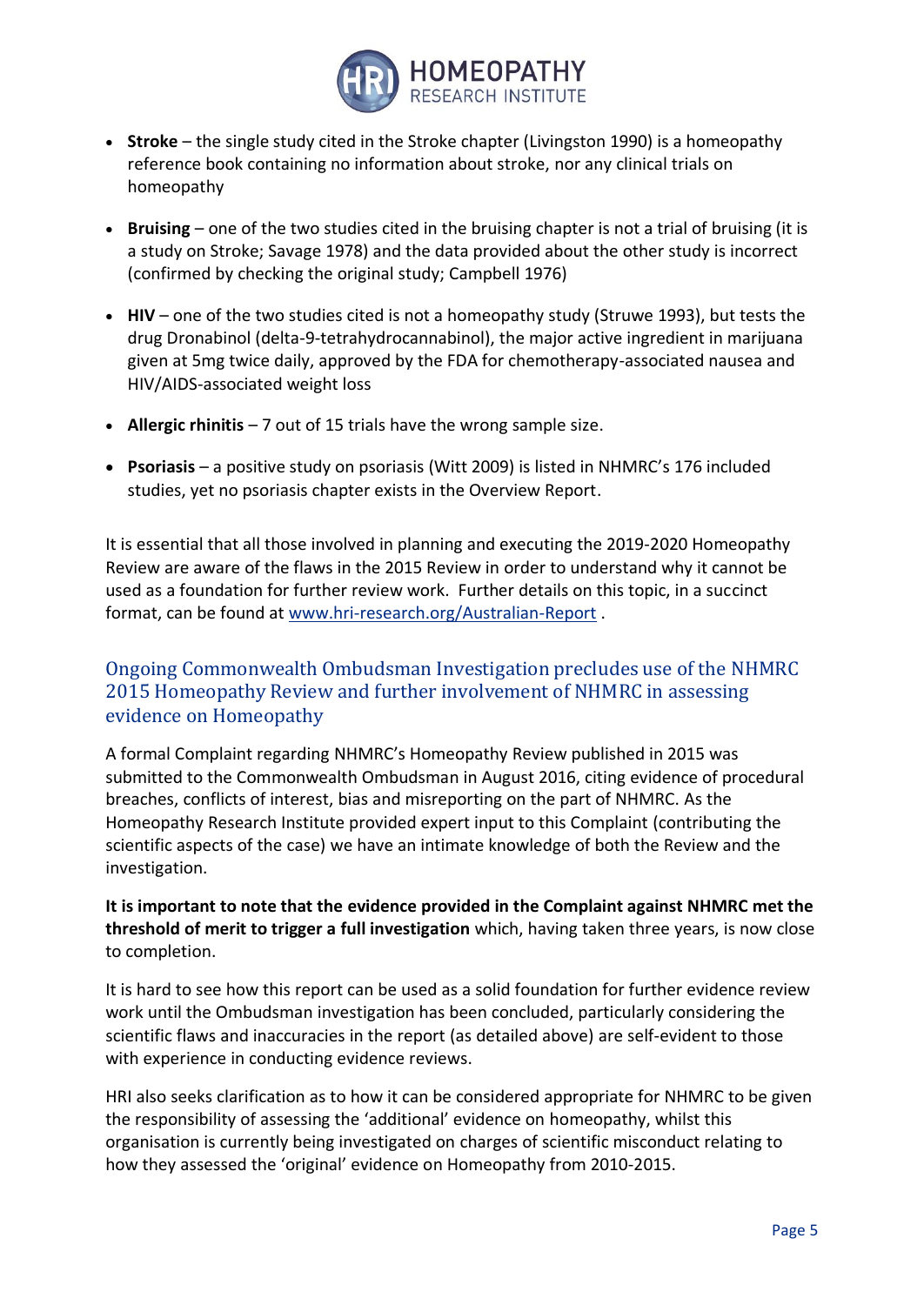- **Stroke** – the single study cited in the Stroke chapter (Livingston 1990) is a homeopathy reference book containing no information about stroke, nor any clinical trials on homeopathy

- **Bruising** – one of the two studies cited in the bruising chapter is not a trial of bruising (it is a study on Stroke; Savage 1978) and the data provided about the other study is incorrect (confirmed by checking the original study; Campbell 1976)

- **HIV** – one of the two studies cited is not a homeopathy study (Struwe 1993), but tests the drug Dronabinol (delta-9-tetrahydrocannabinol), the major active ingredient in marijuana given at 5mg twice daily, approved by the FDA for chemotherapy-associated nausea and HIV/AIDS-associated weight loss

- **Allergic rhinitis** – 7 out of 15 trials have the wrong sample size.

- **Psoriasis** – a positive study on psoriasis (Witt 2009) is listed in NHMRC's 176 included studies, yet no psoriasis chapter exists in the Overview Report.

It is essential that all those involved in planning and executing the 2019-2020 Homeopathy Review are aware of the flaws in the 2015 Review in order to understand why it cannot be used as a foundation for further review work. Further details on this topic, in a succinct format, can be found at www.hri-research.org/Australian-Report .

## Ongoing Commonwealth Ombudsman Investigation precludes use of the NHMRC 2015 Homeopathy Review and further involvement of NHMRC in assessing evidence on Homeopathy

A formal Complaint regarding NHMRC's Homeopathy Review published in 2015 was submitted to the Commonwealth Ombudsman in August 2016, citing evidence of procedural breaches, conflicts of interest, bias and misreporting on the part of NHMRC. As the Homeopathy Research Institute provided expert input to this Complaint (contributing the scientific aspects of the case) we have an intimate knowledge of both the Review and the investigation.

**It is important to note that the evidence provided in the Complaint against NHMRC met the threshold of merit to trigger a full investigation** which, having taken three years, is now close to completion.

It is hard to see how this report can be used as a solid foundation for further evidence review work until the Ombudsman investigation has been concluded, particularly considering the scientific flaws and inaccuracies in the report (as detailed above) are self-evident to those with experience in conducting evidence reviews.

HRI also seeks clarification as to how it can be considered appropriate for NHMRC to be given the responsibility of assessing the 'additional' evidence on homeopathy, whilst this organisation is currently being investigated on charges of scientific misconduct relating to how they assessed the 'original' evidence on Homeopathy from 2010-2015.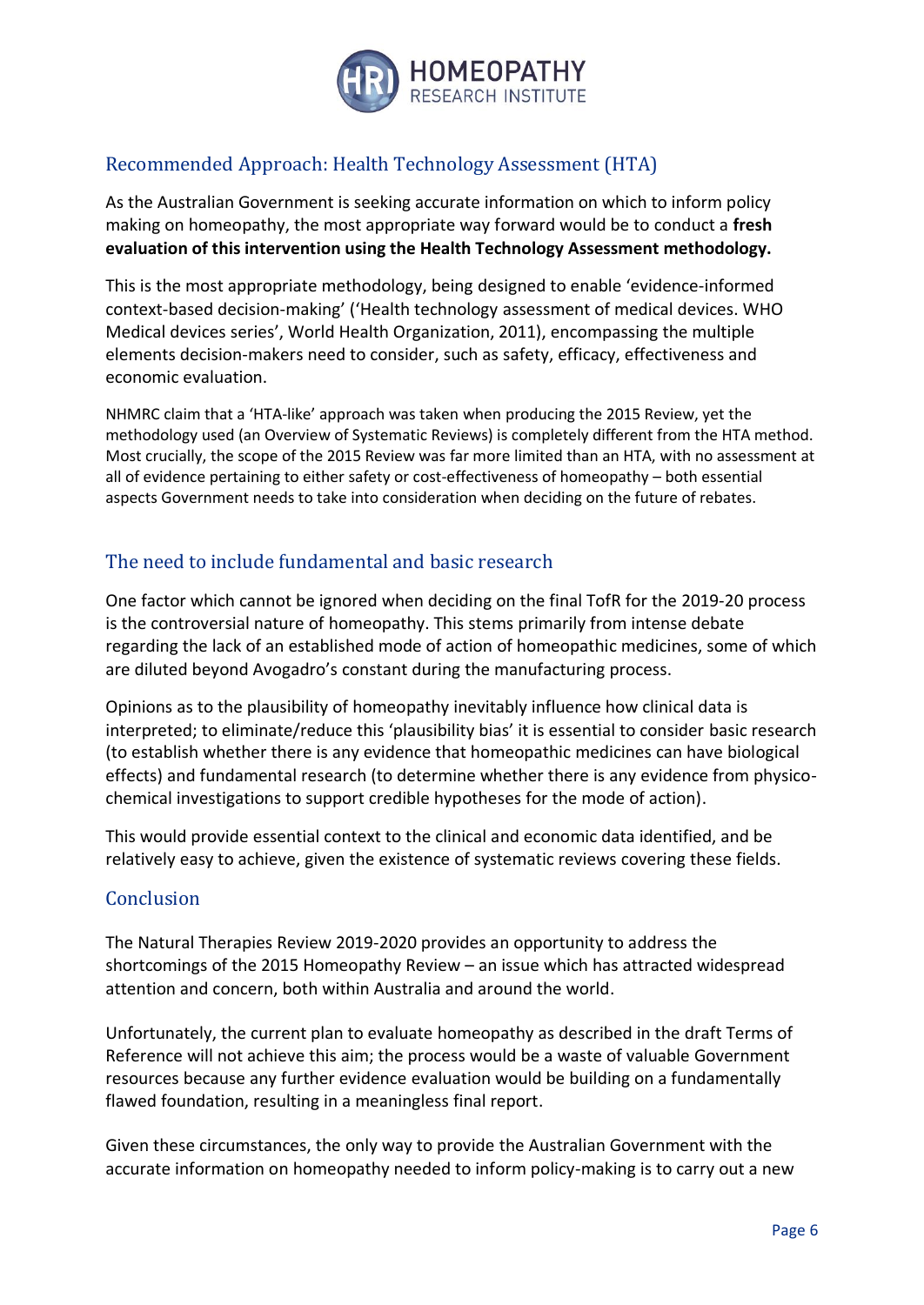## Recommended Approach: Health Technology Assessment (HTA)

As the Australian Government is seeking accurate information on which to inform policy making on homeopathy, the most appropriate way forward would be to conduct a **fresh evaluation of this intervention using the Health Technology Assessment methodology.**

This is the most appropriate methodology, being designed to enable 'evidence-informed context-based decision-making' ('Health technology assessment of medical devices. WHO Medical devices series', World Health Organization, 2011), encompassing the multiple elements decision-makers need to consider, such as safety, efficacy, effectiveness and economic evaluation.

NHMRC claim that a 'HTA-like' approach was taken when producing the 2015 Review, yet the methodology used (an Overview of Systematic Reviews) is completely different from the HTA method. Most crucially, the scope of the 2015 Review was far more limited than an HTA, with no assessment at all of evidence pertaining to either safety or cost-effectiveness of homeopathy – both essential aspects Government needs to take into consideration when deciding on the future of rebates.

## The need to include fundamental and basic research

One factor which cannot be ignored when deciding on the final TofR for the 2019-20 process is the controversial nature of homeopathy. This stems primarily from intense debate regarding the lack of an established mode of action of homeopathic medicines, some of which are diluted beyond Avogadro's constant during the manufacturing process.

Opinions as to the plausibility of homeopathy inevitably influence how clinical data is interpreted; to eliminate/reduce this 'plausibility bias' it is essential to consider basic research (to establish whether there is any evidence that homeopathic medicines can have biological effects) and fundamental research (to determine whether there is any evidence from physico-chemical investigations to support credible hypotheses for the mode of action).

This would provide essential context to the clinical and economic data identified, and be relatively easy to achieve, given the existence of systematic reviews covering these fields.

## Conclusion

The Natural Therapies Review 2019-2020 provides an opportunity to address the shortcomings of the 2015 Homeopathy Review – an issue which has attracted widespread attention and concern, both within Australia and around the world.

Unfortunately, the current plan to evaluate homeopathy as described in the draft Terms of Reference will not achieve this aim; the process would be a waste of valuable Government resources because any further evidence evaluation would be building on a fundamentally flawed foundation, resulting in a meaningless final report.

Given these circumstances, the only way to provide the Australian Government with the accurate information on homeopathy needed to inform policy-making is to carry out a new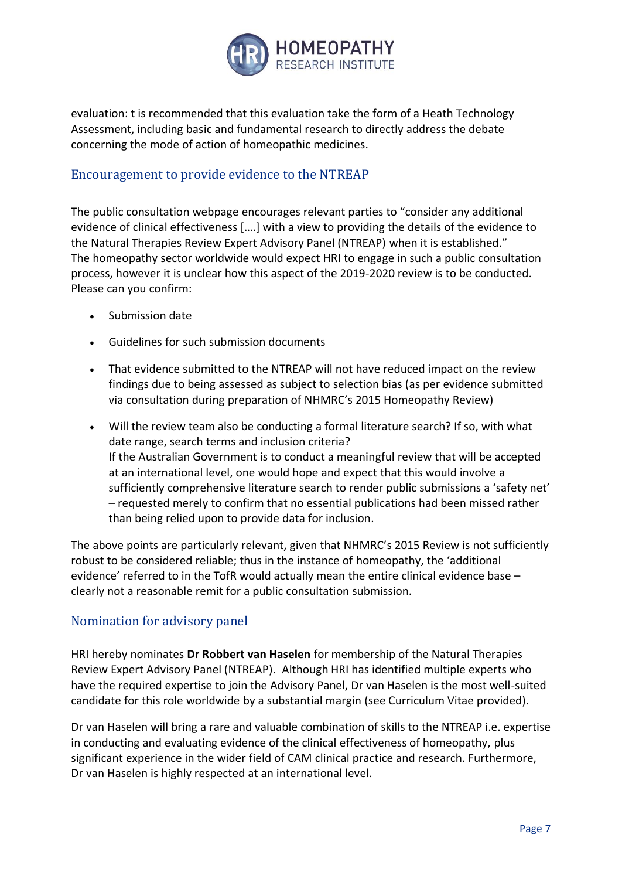evaluation: t is recommended that this evaluation take the form of a Heath Technology Assessment, including basic and fundamental research to directly address the debate concerning the mode of action of homeopathic medicines.

## Encouragement to provide evidence to the NTREAP

The public consultation webpage encourages relevant parties to "consider any additional evidence of clinical effectiveness [….] with a view to providing the details of the evidence to the Natural Therapies Review Expert Advisory Panel (NTREAP) when it is established."
The homeopathy sector worldwide would expect HRI to engage in such a public consultation process, however it is unclear how this aspect of the 2019-2020 review is to be conducted. Please can you confirm:

- Submission date
- Guidelines for such submission documents
- That evidence submitted to the NTREAP will not have reduced impact on the review findings due to being assessed as subject to selection bias (as per evidence submitted via consultation during preparation of NHMRC's 2015 Homeopathy Review)
- Will the review team also be conducting a formal literature search? If so, with what date range, search terms and inclusion criteria?
  If the Australian Government is to conduct a meaningful review that will be accepted at an international level, one would hope and expect that this would involve a sufficiently comprehensive literature search to render public submissions a 'safety net' – requested merely to confirm that no essential publications had been missed rather than being relied upon to provide data for inclusion.

The above points are particularly relevant, given that NHMRC's 2015 Review is not sufficiently robust to be considered reliable; thus in the instance of homeopathy, the 'additional evidence' referred to in the TofR would actually mean the entire clinical evidence base – clearly not a reasonable remit for a public consultation submission.

## Nomination for advisory panel

HRI hereby nominates **Dr Robbert van Haselen** for membership of the Natural Therapies Review Expert Advisory Panel (NTREAP). Although HRI has identified multiple experts who have the required expertise to join the Advisory Panel, Dr van Haselen is the most well-suited candidate for this role worldwide by a substantial margin (see Curriculum Vitae provided).

Dr van Haselen will bring a rare and valuable combination of skills to the NTREAP i.e. expertise in conducting and evaluating evidence of the clinical effectiveness of homeopathy, plus significant experience in the wider field of CAM clinical practice and research. Furthermore, Dr van Haselen is highly respected at an international level.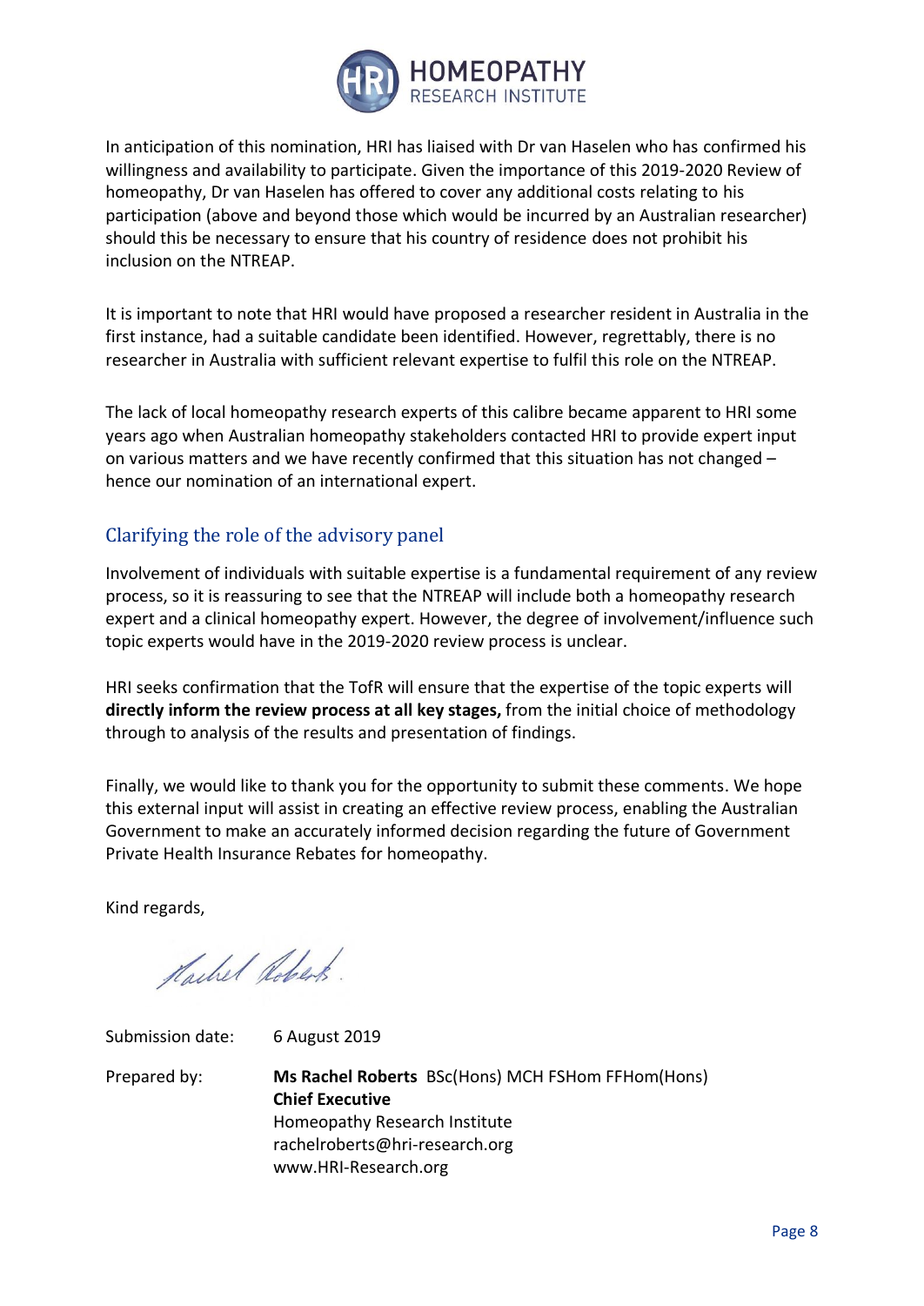In anticipation of this nomination, HRI has liaised with Dr van Haselen who has confirmed his willingness and availability to participate. Given the importance of this 2019-2020 Review of homeopathy, Dr van Haselen has offered to cover any additional costs relating to his participation (above and beyond those which would be incurred by an Australian researcher) should this be necessary to ensure that his country of residence does not prohibit his inclusion on the NTREAP.

It is important to note that HRI would have proposed a researcher resident in Australia in the first instance, had a suitable candidate been identified. However, regrettably, there is no researcher in Australia with sufficient relevant expertise to fulfil this role on the NTREAP.

The lack of local homeopathy research experts of this calibre became apparent to HRI some years ago when Australian homeopathy stakeholders contacted HRI to provide expert input on various matters and we have recently confirmed that this situation has not changed – hence our nomination of an international expert.

## Clarifying the role of the advisory panel

Involvement of individuals with suitable expertise is a fundamental requirement of any review process, so it is reassuring to see that the NTREAP will include both a homeopathy research expert and a clinical homeopathy expert. However, the degree of involvement/influence such topic experts would have in the 2019-2020 review process is unclear.

HRI seeks confirmation that the TofR will ensure that the expertise of the topic experts will **directly inform the review process at all key stages,** from the initial choice of methodology through to analysis of the results and presentation of findings.

Finally, we would like to thank you for the opportunity to submit these comments. We hope this external input will assist in creating an effective review process, enabling the Australian Government to make an accurately informed decision regarding the future of Government Private Health Insurance Rebates for homeopathy.

Kind regards,

Rachel Roberts

Submission date: 6 August 2019

Prepared by: **Ms Rachel Roberts** BSc(Hons) MCH FSHom FFHom(Hons)
**Chief Executive**
Homeopathy Research Institute
rachelroberts@hri-research.org
www.HRI-Research.org